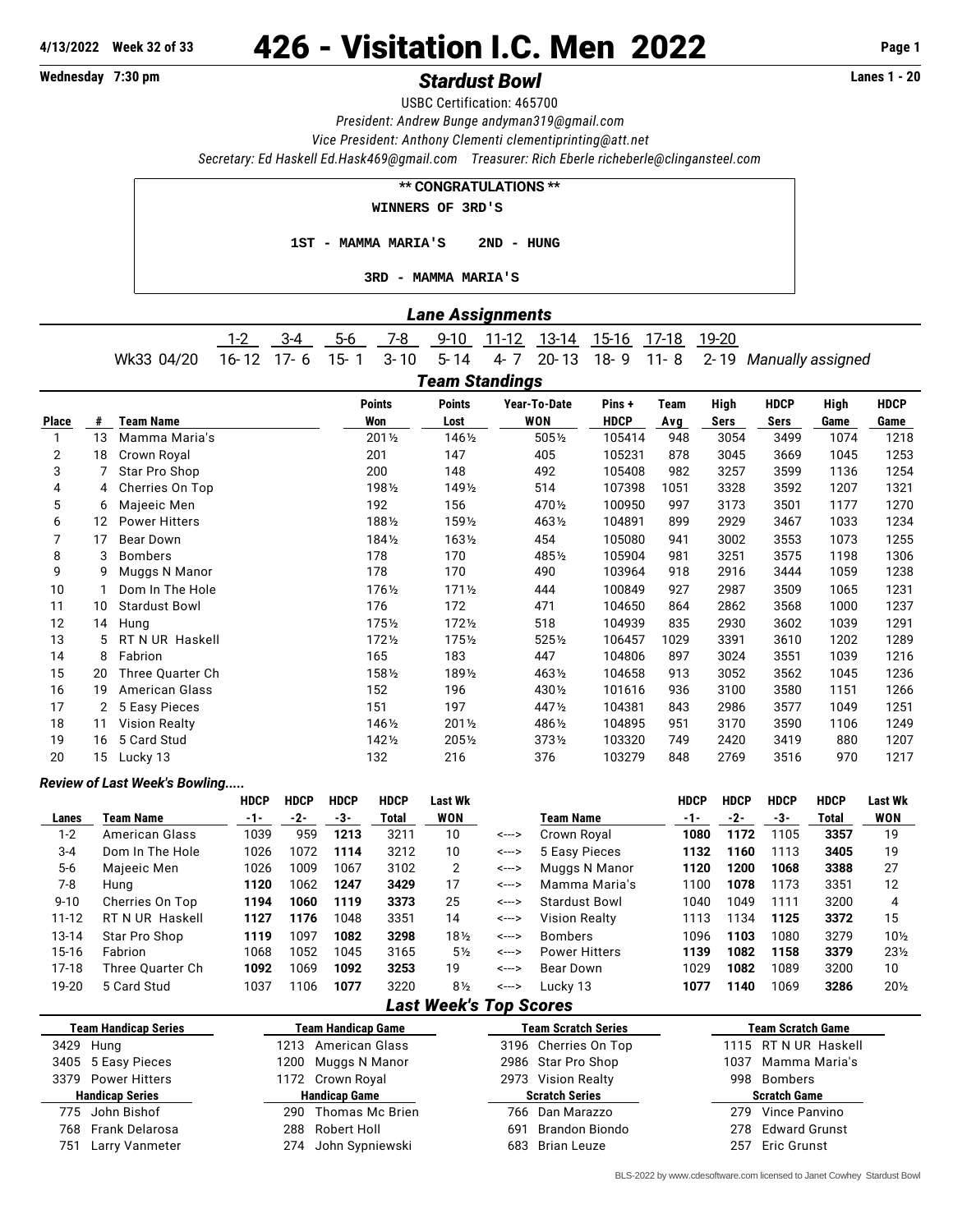4/13/2022 Week 32 of 33

# 426 - Visitation I.C. Men 2022

Wednesday 7:30 pm

## *Stardust Bowl*

Lanes 1 - 20

USBC Certification: 465700

*President: Andrew Bunge andyman319@gmail.com*

*Vice President: Anthony Clementi clementiprinting@att.net*

*Secretary: Ed Haskell Ed.Hask469@gmail.com Treasurer: Rich Eberle richeberle@clingansteel.com*

**\*\* CONGRATULATIONS \*\***

WINNERS OF 3RD'S

1ST - MAMMA MARIA'S 2ND - HUNG

3RD - MAMMA MARIA'S

### *Lane Assignments*

| | 1-2 | 3-4 | 5-6 | 7-8 | 9-10 | 11-12 | 13-14 | 15-16 | 17-18 | 19-20 | |
|---|---|---|---|---|---|---|---|---|---|---|---|
| Wk33 04/20 | 16-12 | 17-6 | 15-1 | 3-10 | 5-14 | 4-7 | 20-13 | 18-9 | 11-8 | 2-19 | *Manually assigned* |

### *Team Standings*

| Place | # | Team Name | Points Won | Points Lost | Year-To-Date WON | Pins + HDCP | Team Avg | High Sers | HDCP Sers | High Game | HDCP Game |
|---|---|---|---|---|---|---|---|---|---|---|---|
| 1 | 13 | Mamma Maria's | 201½ | 146½ | 505½ | 105414 | 948 | 3054 | 3499 | 1074 | 1218 |
| 2 | 18 | Crown Royal | 201 | 147 | 405 | 105231 | 878 | 3045 | 3669 | 1045 | 1253 |
| 3 | 7 | Star Pro Shop | 200 | 148 | 492 | 105408 | 982 | 3257 | 3599 | 1136 | 1254 |
| 4 | 4 | Cherries On Top | 198½ | 149½ | 514 | 107398 | 1051 | 3328 | 3592 | 1207 | 1321 |
| 5 | 6 | Majeeic Men | 192 | 156 | 470½ | 100950 | 997 | 3173 | 3501 | 1177 | 1270 |
| 6 | 12 | Power Hitters | 188½ | 159½ | 463½ | 104891 | 899 | 2929 | 3467 | 1033 | 1234 |
| 7 | 17 | Bear Down | 184½ | 163½ | 454 | 105080 | 941 | 3002 | 3553 | 1073 | 1255 |
| 8 | 3 | Bombers | 178 | 170 | 485½ | 105904 | 981 | 3251 | 3575 | 1198 | 1306 |
| 9 | 9 | Muggs N Manor | 178 | 170 | 490 | 103964 | 918 | 2916 | 3444 | 1059 | 1238 |
| 10 | 1 | Dom In The Hole | 176½ | 171½ | 444 | 100849 | 927 | 2987 | 3509 | 1065 | 1231 |
| 11 | 10 | Stardust Bowl | 176 | 172 | 471 | 104650 | 864 | 2862 | 3568 | 1000 | 1237 |
| 12 | 14 | Hung | 175½ | 172½ | 518 | 104939 | 835 | 2930 | 3602 | 1039 | 1291 |
| 13 | 5 | RT N UR Haskell | 172½ | 175½ | 525½ | 106457 | 1029 | 3391 | 3610 | 1202 | 1289 |
| 14 | 8 | Fabrion | 165 | 183 | 447 | 104806 | 897 | 3024 | 3551 | 1039 | 1216 |
| 15 | 20 | Three Quarter Ch | 158½ | 189½ | 463½ | 104658 | 913 | 3052 | 3562 | 1045 | 1236 |
| 16 | 19 | American Glass | 152 | 196 | 430½ | 101616 | 936 | 3100 | 3580 | 1151 | 1266 |
| 17 | 2 | 5 Easy Pieces | 151 | 197 | 447½ | 104381 | 843 | 2986 | 3577 | 1049 | 1251 |
| 18 | 11 | Vision Realty | 146½ | 201½ | 486½ | 104895 | 951 | 3170 | 3590 | 1106 | 1249 |
| 19 | 16 | 5 Card Stud | 142½ | 205½ | 373½ | 103320 | 749 | 2420 | 3419 | 880 | 1207 |
| 20 | 15 | Lucky 13 | 132 | 216 | 376 | 103279 | 848 | 2769 | 3516 | 970 | 1217 |

### *Review of Last Week's Bowling.....*

| Lanes | Team Name | HDCP -1- | HDCP -2- | HDCP -3- | HDCP Total | Last Wk WON | | Team Name | HDCP -1- | HDCP -2- | HDCP -3- | HDCP Total | Last Wk WON |
|---|---|---|---|---|---|---|---|---|---|---|---|---|---|
| 1-2 | American Glass | 1039 | 959 | **1213** | 3211 | 10 | <---> | Crown Royal | **1080** | **1172** | 1105 | **3357** | 19 |
| 3-4 | Dom In The Hole | 1026 | 1072 | **1114** | 3212 | 10 | <---> | 5 Easy Pieces | **1132** | **1160** | 1113 | **3405** | 19 |
| 5-6 | Majeeic Men | 1026 | 1009 | 1067 | 3102 | 2 | <---> | Muggs N Manor | **1120** | **1200** | **1068** | **3388** | 27 |
| 7-8 | Hung | **1120** | 1062 | **1247** | **3429** | 17 | <---> | Mamma Maria's | 1100 | **1078** | 1173 | 3351 | 12 |
| 9-10 | Cherries On Top | **1194** | **1060** | **1119** | **3373** | 25 | <---> | Stardust Bowl | 1040 | 1049 | 1111 | 3200 | 4 |
| 11-12 | RT N UR Haskell | **1127** | **1176** | 1048 | 3351 | 14 | <---> | Vision Realty | 1113 | 1134 | **1125** | **3372** | 15 |
| 13-14 | Star Pro Shop | **1119** | 1097 | **1082** | **3298** | 18½ | <---> | Bombers | 1096 | **1103** | 1080 | 3279 | 10½ |
| 15-16 | Fabrion | 1068 | 1052 | 1045 | 3165 | 5½ | <---> | Power Hitters | **1139** | **1082** | **1158** | **3379** | 23½ |
| 17-18 | Three Quarter Ch | **1092** | 1069 | **1092** | **3253** | 19 | <---> | Bear Down | 1029 | **1082** | 1089 | 3200 | 10 |
| 19-20 | 5 Card Stud | 1037 | 1106 | **1077** | 3220 | 8½ | <---> | Lucky 13 | **1077** | **1140** | 1069 | **3286** | 20½ |

### *Last Week's Top Scores*

| Team Handicap Series | Team Handicap Game | Team Scratch Series | Team Scratch Game |
|---|---|---|---|
| 3429 Hung | 1213 American Glass | 3196 Cherries On Top | 1115 RT N UR Haskell |
| 3405 5 Easy Pieces | 1200 Muggs N Manor | 2986 Star Pro Shop | 1037 Mamma Maria's |
| 3379 Power Hitters | 1172 Crown Royal | 2973 Vision Realty | 998 Bombers |
| **Handicap Series** | **Handicap Game** | **Scratch Series** | **Scratch Game** |
| 775 John Bishof | 290 Thomas Mc Brien | 766 Dan Marazzo | 279 Vince Panvino |
| 768 Frank Delarosa | 288 Robert Holl | 691 Brandon Biondo | 278 Edward Grunst |
| 751 Larry Vanmeter | 274 John Sypniewski | 683 Brian Leuze | 257 Eric Grunst |

BLS-2022 by www.cdesoftware.com licensed to Janet Cowhey Stardust Bowl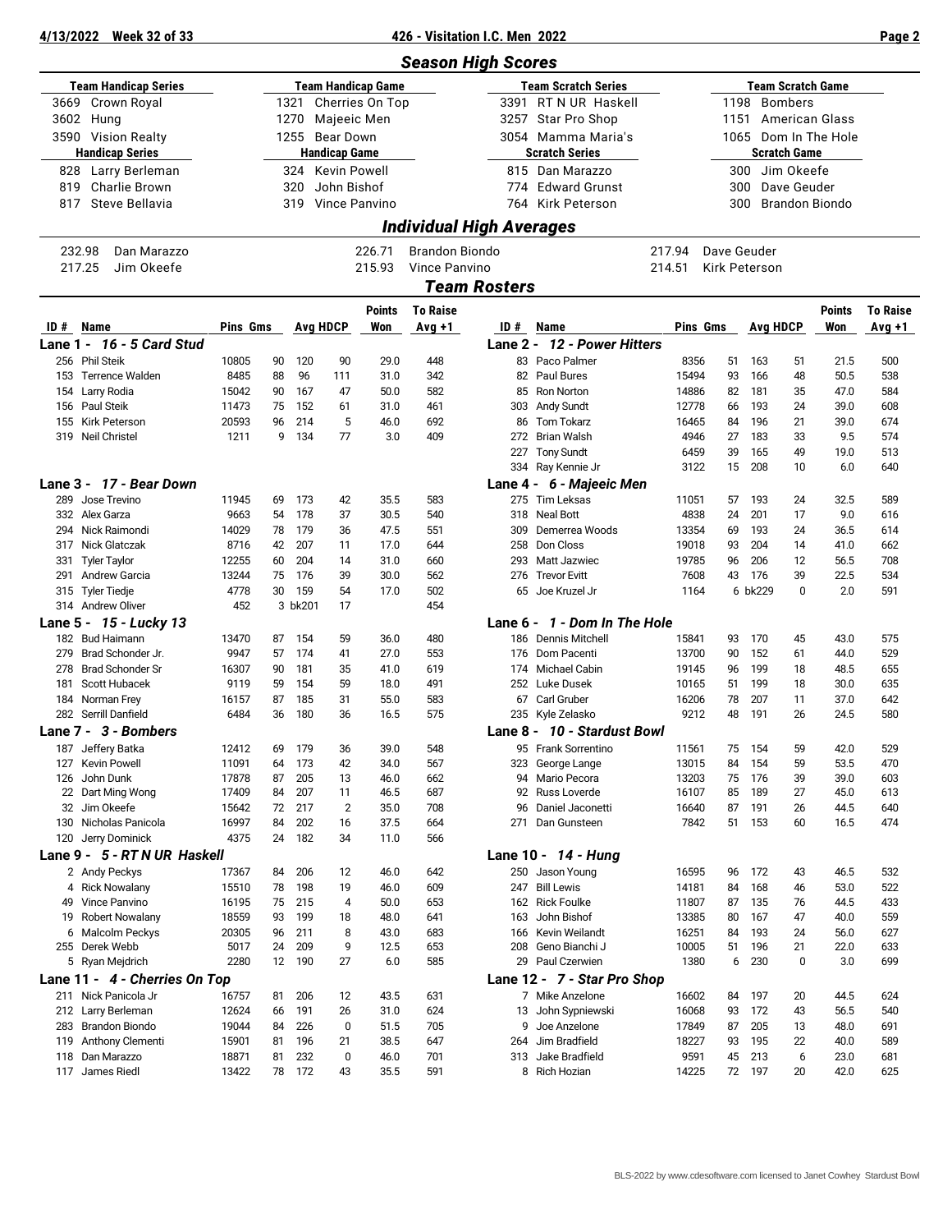## Season High Scores

| Team Handicap Series | Team Handicap Game | Team Scratch Series | Team Scratch Game |
|---|---|---|---|
| 3669 Crown Royal | 1321 Cherries On Top | 3391 RT N UR Haskell | 1198 Bombers |
| 3602 Hung | 1270 Majeeic Men | 3257 Star Pro Shop | 1151 American Glass |
| 3590 Vision Realty | 1255 Bear Down | 3054 Mamma Maria's | 1065 Dom In The Hole |

| Handicap Series | Handicap Game | Scratch Series | Scratch Game |
|---|---|---|---|
| 828 Larry Berleman | 324 Kevin Powell | 815 Dan Marazzo | 300 Jim Okeefe |
| 819 Charlie Brown | 320 John Bishof | 774 Edward Grunst | 300 Dave Geuder |
| 817 Steve Bellavia | 319 Vince Panvino | 764 Kirk Peterson | 300 Brandon Biondo |

## Individual High Averages

| | | |
|---|---|---|
| 232.98 Dan Marazzo | 226.71 Brandon Biondo | 217.94 Dave Geuder |
| 217.25 Jim Okeefe | 215.93 Vince Panvino | 214.51 Kirk Peterson |

## Team Rosters

### Lane 1 - 16 - 5 Card Stud

| ID # | Name | Pins | Gms | Avg | HDCP | Points Won | To Raise Avg +1 |
|---|---|---|---|---|---|---|---|
| 256 | Phil Steik | 10805 | 90 | 120 | 90 | 29.0 | 448 |
| 153 | Terrence Walden | 8485 | 88 | 96 | 111 | 31.0 | 342 |
| 154 | Larry Rodia | 15042 | 90 | 167 | 47 | 50.0 | 582 |
| 156 | Paul Steik | 11473 | 75 | 152 | 61 | 31.0 | 461 |
| 155 | Kirk Peterson | 20593 | 96 | 214 | 5 | 46.0 | 692 |
| 319 | Neil Christel | 1211 | 9 | 134 | 77 | 3.0 | 409 |

### Lane 2 - 12 - Power Hitters

| ID # | Name | Pins | Gms | Avg | HDCP | Points Won | To Raise Avg +1 |
|---|---|---|---|---|---|---|---|
| 83 | Paco Palmer | 8356 | 51 | 163 | 51 | 21.5 | 500 |
| 82 | Paul Bures | 15494 | 93 | 166 | 48 | 50.5 | 538 |
| 85 | Ron Norton | 14886 | 82 | 181 | 35 | 47.0 | 584 |
| 303 | Andy Sundt | 12778 | 66 | 193 | 24 | 39.0 | 608 |
| 86 | Tom Tokarz | 16465 | 84 | 196 | 21 | 39.0 | 674 |
| 272 | Brian Walsh | 4946 | 27 | 183 | 33 | 9.5 | 574 |
| 227 | Tony Sundt | 6459 | 39 | 165 | 49 | 19.0 | 513 |
| 334 | Ray Kennie Jr | 3122 | 15 | 208 | 10 | 6.0 | 640 |

### Lane 3 - 17 - Bear Down

| ID # | Name | Pins | Gms | Avg | HDCP | Points Won | To Raise Avg +1 |
|---|---|---|---|---|---|---|---|
| 289 | Jose Trevino | 11945 | 69 | 173 | 42 | 35.5 | 583 |
| 332 | Alex Garza | 9663 | 54 | 178 | 37 | 30.5 | 540 |
| 294 | Nick Raimondi | 14029 | 78 | 179 | 36 | 47.5 | 551 |
| 317 | Nick Glatczak | 8716 | 42 | 207 | 11 | 17.0 | 644 |
| 331 | Tyler Taylor | 12255 | 60 | 204 | 14 | 31.0 | 660 |
| 291 | Andrew Garcia | 13244 | 75 | 176 | 39 | 30.0 | 562 |
| 315 | Tyler Tiedje | 4778 | 30 | 159 | 54 | 17.0 | 502 |
| 314 | Andrew Oliver | 452 | 3 | bk201 | 17 | | 454 |

### Lane 4 - 6 - Majeeic Men

| ID # | Name | Pins | Gms | Avg | HDCP | Points Won | To Raise Avg +1 |
|---|---|---|---|---|---|---|---|
| 275 | Tim Leksas | 11051 | 57 | 193 | 24 | 32.5 | 589 |
| 318 | Neal Bott | 4838 | 24 | 201 | 17 | 9.0 | 616 |
| 309 | Demerrea Woods | 13354 | 69 | 193 | 24 | 36.5 | 614 |
| 258 | Don Closs | 19018 | 93 | 204 | 14 | 41.0 | 662 |
| 293 | Matt Jazwiec | 19785 | 96 | 206 | 12 | 56.5 | 708 |
| 276 | Trevor Evitt | 7608 | 43 | 176 | 39 | 22.5 | 534 |
| 65 | Joe Kruzel Jr | 1164 | 6 | bk229 | 0 | 2.0 | 591 |

### Lane 5 - 15 - Lucky 13

| ID # | Name | Pins | Gms | Avg | HDCP | Points Won | To Raise Avg +1 |
|---|---|---|---|---|---|---|---|
| 182 | Bud Haimann | 13470 | 87 | 154 | 59 | 36.0 | 480 |
| 279 | Brad Schonder Jr. | 9947 | 57 | 174 | 41 | 27.0 | 553 |
| 278 | Brad Schonder Sr | 16307 | 90 | 181 | 35 | 41.0 | 619 |
| 181 | Scott Hubacek | 9119 | 59 | 154 | 59 | 18.0 | 491 |
| 184 | Norman Frey | 16157 | 87 | 185 | 31 | 55.0 | 583 |
| 282 | Serrill Danfield | 6484 | 36 | 180 | 36 | 16.5 | 575 |

### Lane 6 - 1 - Dom In The Hole

| ID # | Name | Pins | Gms | Avg | HDCP | Points Won | To Raise Avg +1 |
|---|---|---|---|---|---|---|---|
| 186 | Dennis Mitchell | 15841 | 93 | 170 | 45 | 43.0 | 575 |
| 176 | Dom Pacenti | 13700 | 90 | 152 | 61 | 44.0 | 529 |
| 174 | Michael Cabin | 19145 | 96 | 199 | 18 | 48.5 | 655 |
| 252 | Luke Dusek | 10165 | 51 | 199 | 18 | 30.0 | 635 |
| 67 | Carl Gruber | 16206 | 78 | 207 | 11 | 37.0 | 642 |
| 235 | Kyle Zelasko | 9212 | 48 | 191 | 26 | 24.5 | 580 |

### Lane 7 - 3 - Bombers

| ID # | Name | Pins | Gms | Avg | HDCP | Points Won | To Raise Avg +1 |
|---|---|---|---|---|---|---|---|
| 187 | Jeffery Batka | 12412 | 69 | 179 | 36 | 39.0 | 548 |
| 127 | Kevin Powell | 11091 | 64 | 173 | 42 | 34.0 | 567 |
| 126 | John Dunk | 17878 | 87 | 205 | 13 | 46.0 | 662 |
| 22 | Dart Ming Wong | 17409 | 84 | 207 | 11 | 46.5 | 687 |
| 32 | Jim Okeefe | 15642 | 72 | 217 | 2 | 35.0 | 708 |
| 130 | Nicholas Panicola | 16997 | 84 | 202 | 16 | 37.5 | 664 |
| 120 | Jerry Dominick | 4375 | 24 | 182 | 34 | 11.0 | 566 |

### Lane 8 - 10 - Stardust Bowl

| ID # | Name | Pins | Gms | Avg | HDCP | Points Won | To Raise Avg +1 |
|---|---|---|---|---|---|---|---|
| 95 | Frank Sorrentino | 11561 | 75 | 154 | 59 | 42.0 | 529 |
| 323 | George Lange | 13015 | 84 | 154 | 59 | 53.5 | 470 |
| 94 | Mario Pecora | 13203 | 75 | 176 | 39 | 39.0 | 603 |
| 92 | Russ Loverde | 16107 | 85 | 189 | 27 | 45.0 | 613 |
| 96 | Daniel Jaconetti | 16640 | 87 | 191 | 26 | 44.5 | 640 |
| 271 | Dan Gunsteen | 7842 | 51 | 153 | 60 | 16.5 | 474 |

### Lane 9 - 5 - RT N UR Haskell

| ID # | Name | Pins | Gms | Avg | HDCP | Points Won | To Raise Avg +1 |
|---|---|---|---|---|---|---|---|
| 2 | Andy Peckys | 17367 | 84 | 206 | 12 | 46.0 | 642 |
| 4 | Rick Nowalany | 15510 | 78 | 198 | 19 | 46.0 | 609 |
| 49 | Vince Panvino | 16195 | 75 | 215 | 4 | 50.0 | 653 |
| 19 | Robert Nowalany | 18559 | 93 | 199 | 18 | 48.0 | 641 |
| 6 | Malcolm Peckys | 20305 | 96 | 211 | 8 | 43.0 | 683 |
| 255 | Derek Webb | 5017 | 24 | 209 | 9 | 12.5 | 653 |
| 5 | Ryan Mejdrich | 2280 | 12 | 190 | 27 | 6.0 | 585 |

### Lane 10 - 14 - Hung

| ID # | Name | Pins | Gms | Avg | HDCP | Points Won | To Raise Avg +1 |
|---|---|---|---|---|---|---|---|
| 250 | Jason Young | 16595 | 96 | 172 | 43 | 46.5 | 532 |
| 247 | Bill Lewis | 14181 | 84 | 168 | 46 | 53.0 | 522 |
| 162 | Rick Foulke | 11807 | 87 | 135 | 76 | 44.5 | 433 |
| 163 | John Bishof | 13385 | 80 | 167 | 47 | 40.0 | 559 |
| 166 | Kevin Weilandt | 16251 | 84 | 193 | 24 | 56.0 | 627 |
| 208 | Geno Bianchi J | 10005 | 51 | 196 | 21 | 22.0 | 633 |
| 29 | Paul Czerwien | 1380 | 6 | 230 | 0 | 3.0 | 699 |

### Lane 11 - 4 - Cherries On Top

| ID # | Name | Pins | Gms | Avg | HDCP | Points Won | To Raise Avg +1 |
|---|---|---|---|---|---|---|---|
| 211 | Nick Panicola Jr | 16757 | 81 | 206 | 12 | 43.5 | 631 |
| 212 | Larry Berleman | 12624 | 66 | 191 | 26 | 31.0 | 624 |
| 283 | Brandon Biondo | 19044 | 84 | 226 | 0 | 51.5 | 705 |
| 119 | Anthony Clementi | 15901 | 81 | 196 | 21 | 38.5 | 647 |
| 118 | Dan Marazzo | 18871 | 81 | 232 | 0 | 46.0 | 701 |
| 117 | James Riedl | 13422 | 78 | 172 | 43 | 35.5 | 591 |

### Lane 12 - 7 - Star Pro Shop

| ID # | Name | Pins | Gms | Avg | HDCP | Points Won | To Raise Avg +1 |
|---|---|---|---|---|---|---|---|
| 7 | Mike Anzelone | 16602 | 84 | 197 | 20 | 44.5 | 624 |
| 13 | John Sypniewski | 16068 | 93 | 172 | 43 | 56.5 | 540 |
| 9 | Joe Anzelone | 17849 | 87 | 205 | 13 | 48.0 | 691 |
| 264 | Jim Bradfield | 18227 | 93 | 195 | 22 | 40.0 | 589 |
| 313 | Jake Bradfield | 9591 | 45 | 213 | 6 | 23.0 | 681 |
| 8 | Rich Hozian | 14225 | 72 | 197 | 20 | 42.0 | 625 |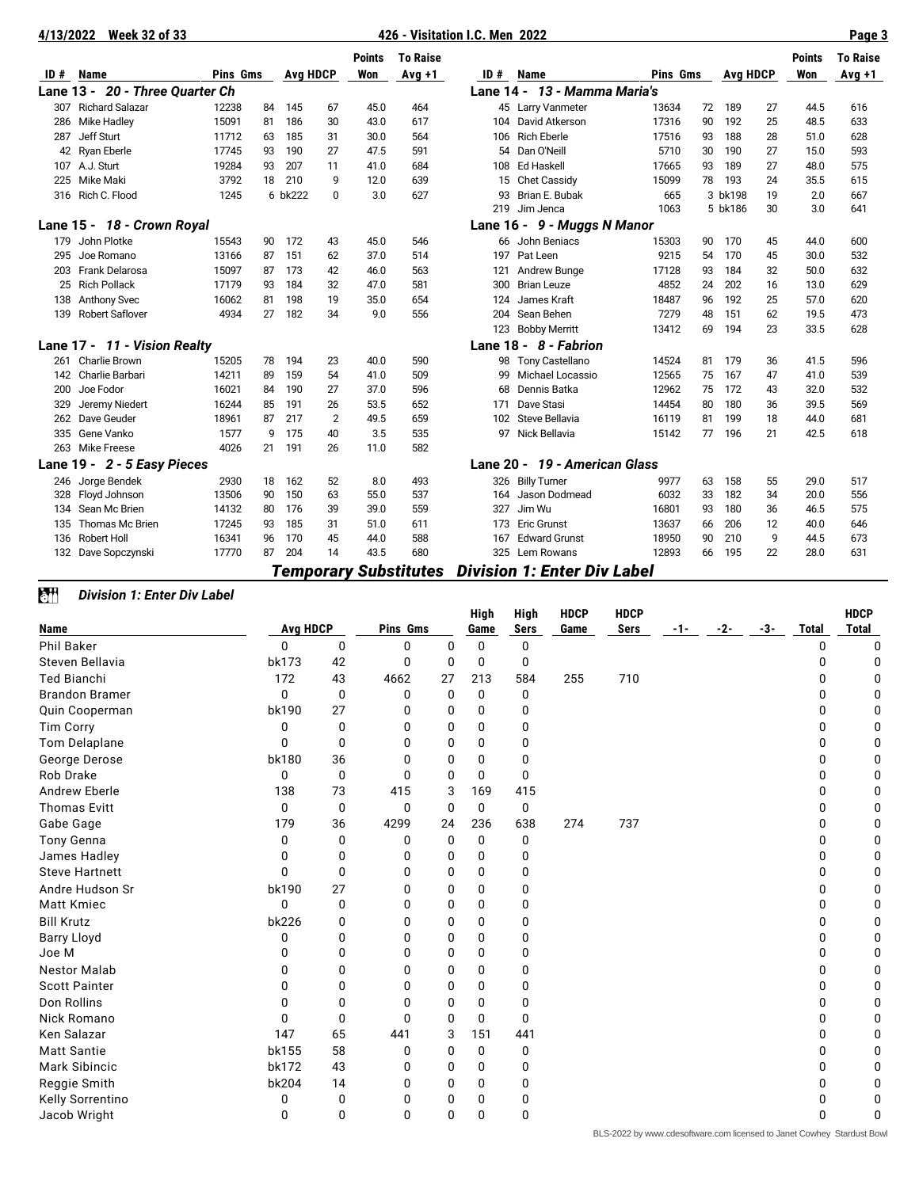## Lane 13 - 20 - Three Quarter Ch

| ID # | Name | Pins | Gms | Avg | HDCP | Points Won | To Raise Avg +1 |
|---|---|---|---|---|---|---|---|
| 307 | Richard Salazar | 12238 | 84 | 145 | 67 | 45.0 | 464 |
| 286 | Mike Hadley | 15091 | 81 | 186 | 30 | 43.0 | 617 |
| 287 | Jeff Sturt | 11712 | 63 | 185 | 31 | 30.0 | 564 |
| 42 | Ryan Eberle | 17745 | 93 | 190 | 27 | 47.5 | 591 |
| 107 | A.J. Sturt | 19284 | 93 | 207 | 11 | 41.0 | 684 |
| 225 | Mike Maki | 3792 | 18 | 210 | 9 | 12.0 | 639 |
| 316 | Rich C. Flood | 1245 | 6 | bk222 | 0 | 3.0 | 627 |

## Lane 14 - 13 - Mamma Maria's

| ID # | Name | Pins | Gms | Avg | HDCP | Points Won | To Raise Avg +1 |
|---|---|---|---|---|---|---|---|
| 45 | Larry Vanmeter | 13634 | 72 | 189 | 27 | 44.5 | 616 |
| 104 | David Atkerson | 17316 | 90 | 192 | 25 | 48.5 | 633 |
| 106 | Rich Eberle | 17516 | 93 | 188 | 28 | 51.0 | 628 |
| 54 | Dan O'Neill | 5710 | 30 | 190 | 27 | 15.0 | 593 |
| 108 | Ed Haskell | 17665 | 93 | 189 | 27 | 48.0 | 575 |
| 15 | Chet Cassidy | 15099 | 78 | 193 | 24 | 35.5 | 615 |
| 93 | Brian E. Bubak | 665 | 3 | bk198 | 19 | 2.0 | 667 |
| 219 | Jim Jenca | 1063 | 5 | bk186 | 30 | 3.0 | 641 |

## Lane 15 - 18 - Crown Royal

| ID # | Name | Pins | Gms | Avg | HDCP | Points Won | To Raise Avg +1 |
|---|---|---|---|---|---|---|---|
| 179 | John Plotke | 15543 | 90 | 172 | 43 | 45.0 | 546 |
| 295 | Joe Romano | 13166 | 87 | 151 | 62 | 37.0 | 514 |
| 203 | Frank Delarosa | 15097 | 87 | 173 | 42 | 46.0 | 563 |
| 25 | Rich Pollack | 17179 | 93 | 184 | 32 | 47.0 | 581 |
| 138 | Anthony Svec | 16062 | 81 | 198 | 19 | 35.0 | 654 |
| 139 | Robert Saflover | 4934 | 27 | 182 | 34 | 9.0 | 556 |

## Lane 16 - 9 - Muggs N Manor

| ID # | Name | Pins | Gms | Avg | HDCP | Points Won | To Raise Avg +1 |
|---|---|---|---|---|---|---|---|
| 66 | John Beniacs | 15303 | 90 | 170 | 45 | 44.0 | 600 |
| 197 | Pat Leen | 9215 | 54 | 170 | 45 | 30.0 | 532 |
| 121 | Andrew Bunge | 17128 | 93 | 184 | 32 | 50.0 | 632 |
| 300 | Brian Leuze | 4852 | 24 | 202 | 16 | 13.0 | 629 |
| 124 | James Kraft | 18487 | 96 | 192 | 25 | 57.0 | 620 |
| 204 | Sean Behen | 7279 | 48 | 151 | 62 | 19.5 | 473 |
| 123 | Bobby Merritt | 13412 | 69 | 194 | 23 | 33.5 | 628 |

## Lane 17 - 11 - Vision Realty

| ID # | Name | Pins | Gms | Avg | HDCP | Points Won | To Raise Avg +1 |
|---|---|---|---|---|---|---|---|
| 261 | Charlie Brown | 15205 | 78 | 194 | 23 | 40.0 | 590 |
| 142 | Charlie Barbari | 14211 | 89 | 159 | 54 | 41.0 | 509 |
| 200 | Joe Fodor | 16021 | 84 | 190 | 27 | 37.0 | 596 |
| 329 | Jeremy Niedert | 16244 | 85 | 191 | 26 | 53.5 | 652 |
| 262 | Dave Geuder | 18961 | 87 | 217 | 2 | 49.5 | 659 |
| 335 | Gene Vanko | 1577 | 9 | 175 | 40 | 3.5 | 535 |
| 263 | Mike Freese | 4026 | 21 | 191 | 26 | 11.0 | 582 |

## Lane 18 - 8 - Fabrion

| ID # | Name | Pins | Gms | Avg | HDCP | Points Won | To Raise Avg +1 |
|---|---|---|---|---|---|---|---|
| 98 | Tony Castellano | 14524 | 81 | 179 | 36 | 41.5 | 596 |
| 99 | Michael Locassio | 12565 | 75 | 167 | 47 | 41.0 | 539 |
| 68 | Dennis Batka | 12962 | 75 | 172 | 43 | 32.0 | 532 |
| 171 | Dave Stasi | 14454 | 80 | 180 | 36 | 39.5 | 569 |
| 102 | Steve Bellavia | 16119 | 81 | 199 | 18 | 44.0 | 681 |
| 97 | Nick Bellavia | 15142 | 77 | 196 | 21 | 42.5 | 618 |

## Lane 19 - 2 - 5 Easy Pieces

| ID # | Name | Pins | Gms | Avg | HDCP | Points Won | To Raise Avg +1 |
|---|---|---|---|---|---|---|---|
| 246 | Jorge Bendek | 2930 | 18 | 162 | 52 | 8.0 | 493 |
| 328 | Floyd Johnson | 13506 | 90 | 150 | 63 | 55.0 | 537 |
| 134 | Sean Mc Brien | 14132 | 80 | 176 | 39 | 39.0 | 559 |
| 135 | Thomas Mc Brien | 17245 | 93 | 185 | 31 | 51.0 | 611 |
| 136 | Robert Holl | 16341 | 96 | 170 | 45 | 44.0 | 588 |
| 132 | Dave Sopczynski | 17770 | 87 | 204 | 14 | 43.5 | 680 |

## Lane 20 - 19 - American Glass

| ID # | Name | Pins | Gms | Avg | HDCP | Points Won | To Raise Avg +1 |
|---|---|---|---|---|---|---|---|
| 326 | Billy Turner | 9977 | 63 | 158 | 55 | 29.0 | 517 |
| 164 | Jason Dodmead | 6032 | 33 | 182 | 34 | 20.0 | 556 |
| 327 | Jim Wu | 16801 | 93 | 180 | 36 | 46.5 | 575 |
| 173 | Eric Grunst | 13637 | 66 | 206 | 12 | 40.0 | 646 |
| 167 | Edward Grunst | 18950 | 90 | 210 | 9 | 44.5 | 673 |
| 325 | Lem Rowans | 12893 | 66 | 195 | 22 | 28.0 | 631 |

## Temporary Substitutes Division 1: Enter Div Label

### Division 1: Enter Div Label

| Name | Avg | HDCP | Pins | Gms | High Game | High Sers | HDCP Game | HDCP Sers | -1- | -2- | -3- | Total | HDCP Total |
|---|---|---|---|---|---|---|---|---|---|---|---|---|---|
| Phil Baker | 0 | 0 | 0 | 0 | 0 | 0 | | | | | | 0 | 0 |
| Steven Bellavia | bk173 | 42 | 0 | 0 | 0 | 0 | | | | | | 0 | 0 |
| Ted Bianchi | 172 | 43 | 4662 | 27 | 213 | 584 | 255 | 710 | | | | 0 | 0 |
| Brandon Bramer | 0 | 0 | 0 | 0 | 0 | 0 | | | | | | 0 | 0 |
| Quin Cooperman | bk190 | 27 | 0 | 0 | 0 | 0 | | | | | | 0 | 0 |
| Tim Corry | 0 | 0 | 0 | 0 | 0 | 0 | | | | | | 0 | 0 |
| Tom Delaplane | 0 | 0 | 0 | 0 | 0 | 0 | | | | | | 0 | 0 |
| George Derose | bk180 | 36 | 0 | 0 | 0 | 0 | | | | | | 0 | 0 |
| Rob Drake | 0 | 0 | 0 | 0 | 0 | 0 | | | | | | 0 | 0 |
| Andrew Eberle | 138 | 73 | 415 | 3 | 169 | 415 | | | | | | 0 | 0 |
| Thomas Evitt | 0 | 0 | 0 | 0 | 0 | 0 | | | | | | 0 | 0 |
| Gabe Gage | 179 | 36 | 4299 | 24 | 236 | 638 | 274 | 737 | | | | 0 | 0 |
| Tony Genna | 0 | 0 | 0 | 0 | 0 | 0 | | | | | | 0 | 0 |
| James Hadley | 0 | 0 | 0 | 0 | 0 | 0 | | | | | | 0 | 0 |
| Steve Hartnett | 0 | 0 | 0 | 0 | 0 | 0 | | | | | | 0 | 0 |
| Andre Hudson Sr | bk190 | 27 | 0 | 0 | 0 | 0 | | | | | | 0 | 0 |
| Matt Kmiec | 0 | 0 | 0 | 0 | 0 | 0 | | | | | | 0 | 0 |
| Bill Krutz | bk226 | 0 | 0 | 0 | 0 | 0 | | | | | | 0 | 0 |
| Barry Lloyd | 0 | 0 | 0 | 0 | 0 | 0 | | | | | | 0 | 0 |
| Joe M | 0 | 0 | 0 | 0 | 0 | 0 | | | | | | 0 | 0 |
| Nestor Malab | 0 | 0 | 0 | 0 | 0 | 0 | | | | | | 0 | 0 |
| Scott Painter | 0 | 0 | 0 | 0 | 0 | 0 | | | | | | 0 | 0 |
| Don Rollins | 0 | 0 | 0 | 0 | 0 | 0 | | | | | | 0 | 0 |
| Nick Romano | 0 | 0 | 0 | 0 | 0 | 0 | | | | | | 0 | 0 |
| Ken Salazar | 147 | 65 | 441 | 3 | 151 | 441 | | | | | | 0 | 0 |
| Matt Santie | bk155 | 58 | 0 | 0 | 0 | 0 | | | | | | 0 | 0 |
| Mark Sibincic | bk172 | 43 | 0 | 0 | 0 | 0 | | | | | | 0 | 0 |
| Reggie Smith | bk204 | 14 | 0 | 0 | 0 | 0 | | | | | | 0 | 0 |
| Kelly Sorrentino | 0 | 0 | 0 | 0 | 0 | 0 | | | | | | 0 | 0 |
| Jacob Wright | 0 | 0 | 0 | 0 | 0 | 0 | | | | | | 0 | 0 |